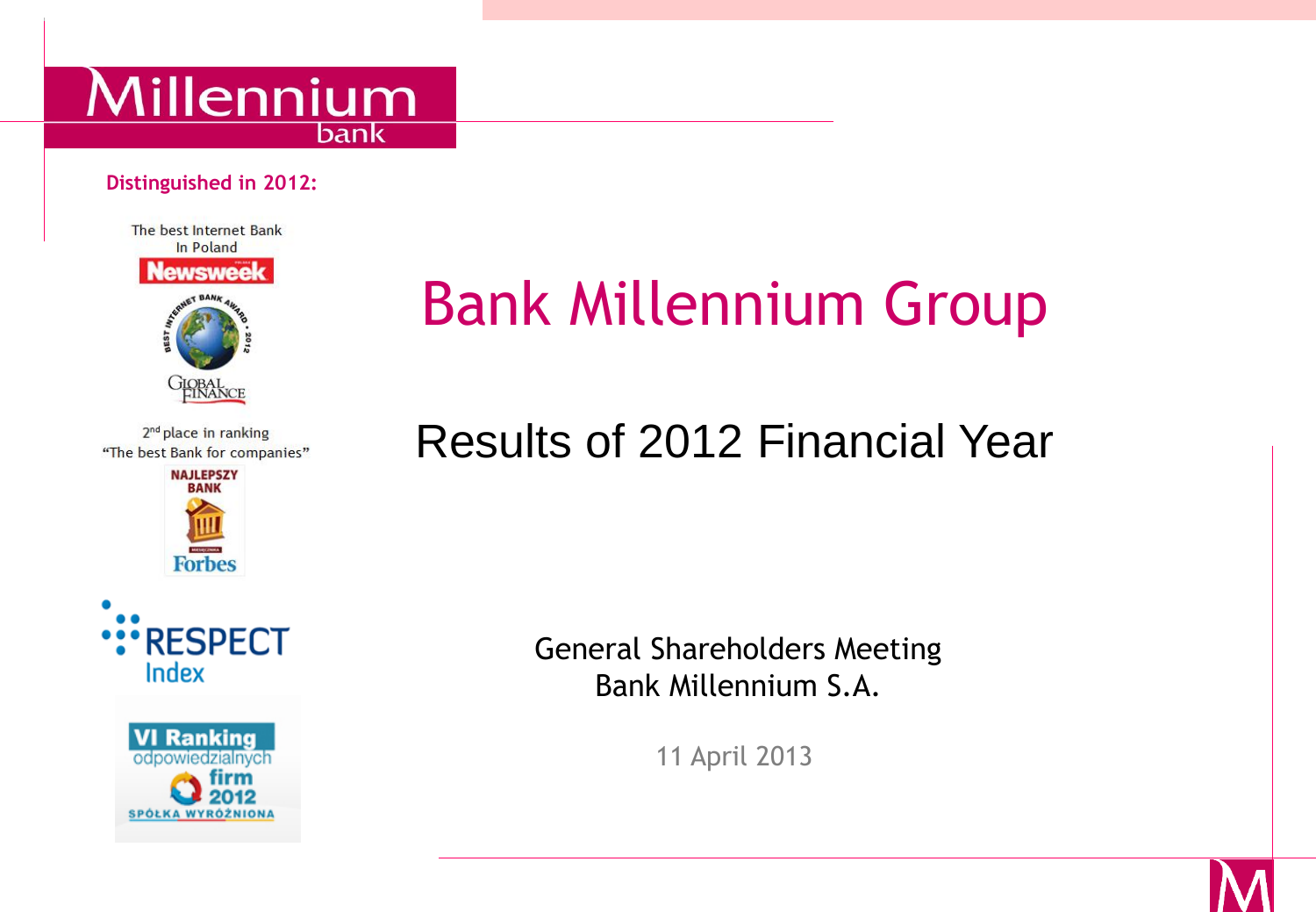Millennium bank

**Distinguished in 2012:**

The best Internet Bank In Poland

Newsweek

Best Internet Bank Award 2012 Global Finance

2nd place in ranking "The best Bank for companies"

Najlepszy Bank Forbes

RESPECT Index

VI Ranking odpowiedzialnych firm 2012 SPÓŁKA WYRÓŻNIONA

# Bank Millennium Group

## Results of 2012 Financial Year

General Shareholders Meeting
Bank Millennium S.A.

11 April 2013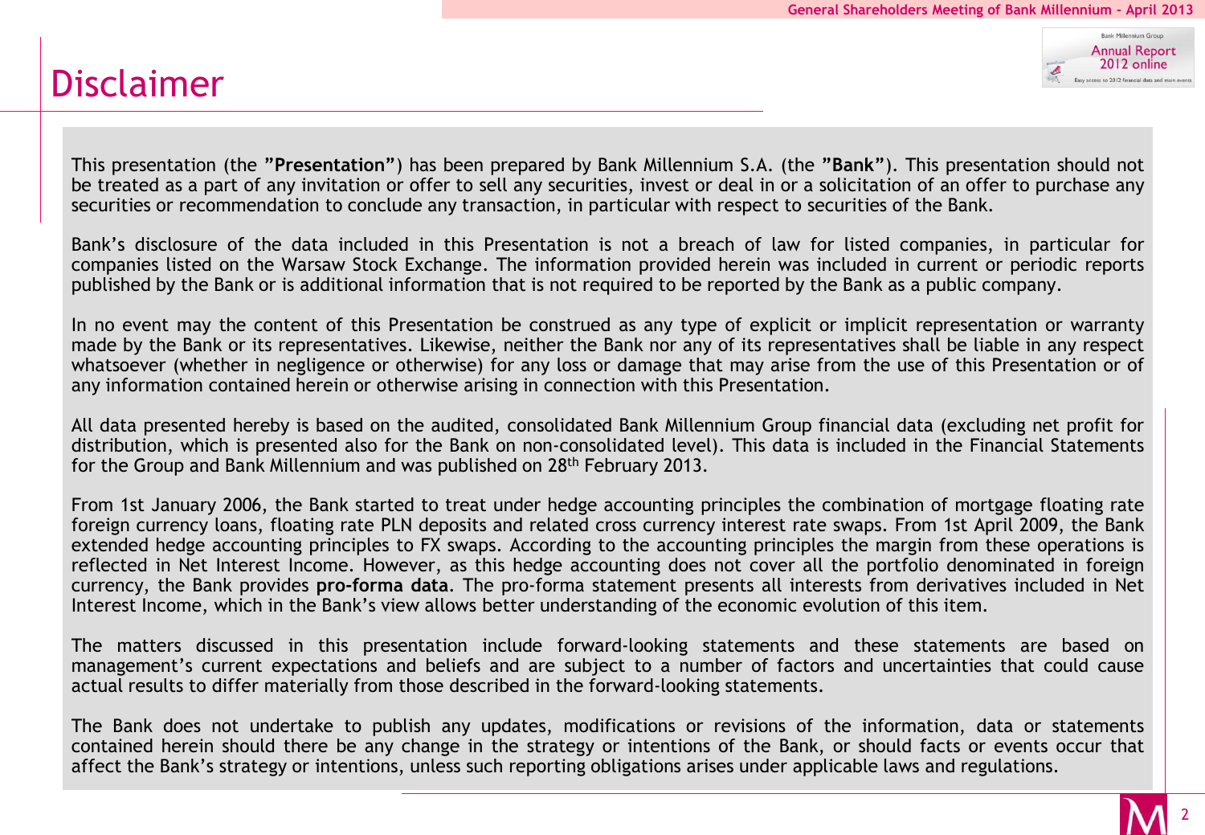# Disclaimer

This presentation (the **"Presentation"**) has been prepared by Bank Millennium S.A. (the **"Bank"**). This presentation should not be treated as a part of any invitation or offer to sell any securities, invest or deal in or a solicitation of an offer to purchase any securities or recommendation to conclude any transaction, in particular with respect to securities of the Bank.

Bank's disclosure of the data included in this Presentation is not a breach of law for listed companies, in particular for companies listed on the Warsaw Stock Exchange. The information provided herein was included in current or periodic reports published by the Bank or is additional information that is not required to be reported by the Bank as a public company.

In no event may the content of this Presentation be construed as any type of explicit or implicit representation or warranty made by the Bank or its representatives. Likewise, neither the Bank nor any of its representatives shall be liable in any respect whatsoever (whether in negligence or otherwise) for any loss or damage that may arise from the use of this Presentation or of any information contained herein or otherwise arising in connection with this Presentation.

All data presented hereby is based on the audited, consolidated Bank Millennium Group financial data (excluding net profit for distribution, which is presented also for the Bank on non-consolidated level). This data is included in the Financial Statements for the Group and Bank Millennium and was published on 28th February 2013.

From 1st January 2006, the Bank started to treat under hedge accounting principles the combination of mortgage floating rate foreign currency loans, floating rate PLN deposits and related cross currency interest rate swaps. From 1st April 2009, the Bank extended hedge accounting principles to FX swaps. According to the accounting principles the margin from these operations is reflected in Net Interest Income. However, as this hedge accounting does not cover all the portfolio denominated in foreign currency, the Bank provides **pro-forma data**. The pro-forma statement presents all interests from derivatives included in Net Interest Income, which in the Bank's view allows better understanding of the economic evolution of this item.

The matters discussed in this presentation include forward-looking statements and these statements are based on management's current expectations and beliefs and are subject to a number of factors and uncertainties that could cause actual results to differ materially from those described in the forward-looking statements.

The Bank does not undertake to publish any updates, modifications or revisions of the information, data or statements contained herein should there be any change in the strategy or intentions of the Bank, or should facts or events occur that affect the Bank's strategy or intentions, unless such reporting obligations arises under applicable laws and regulations.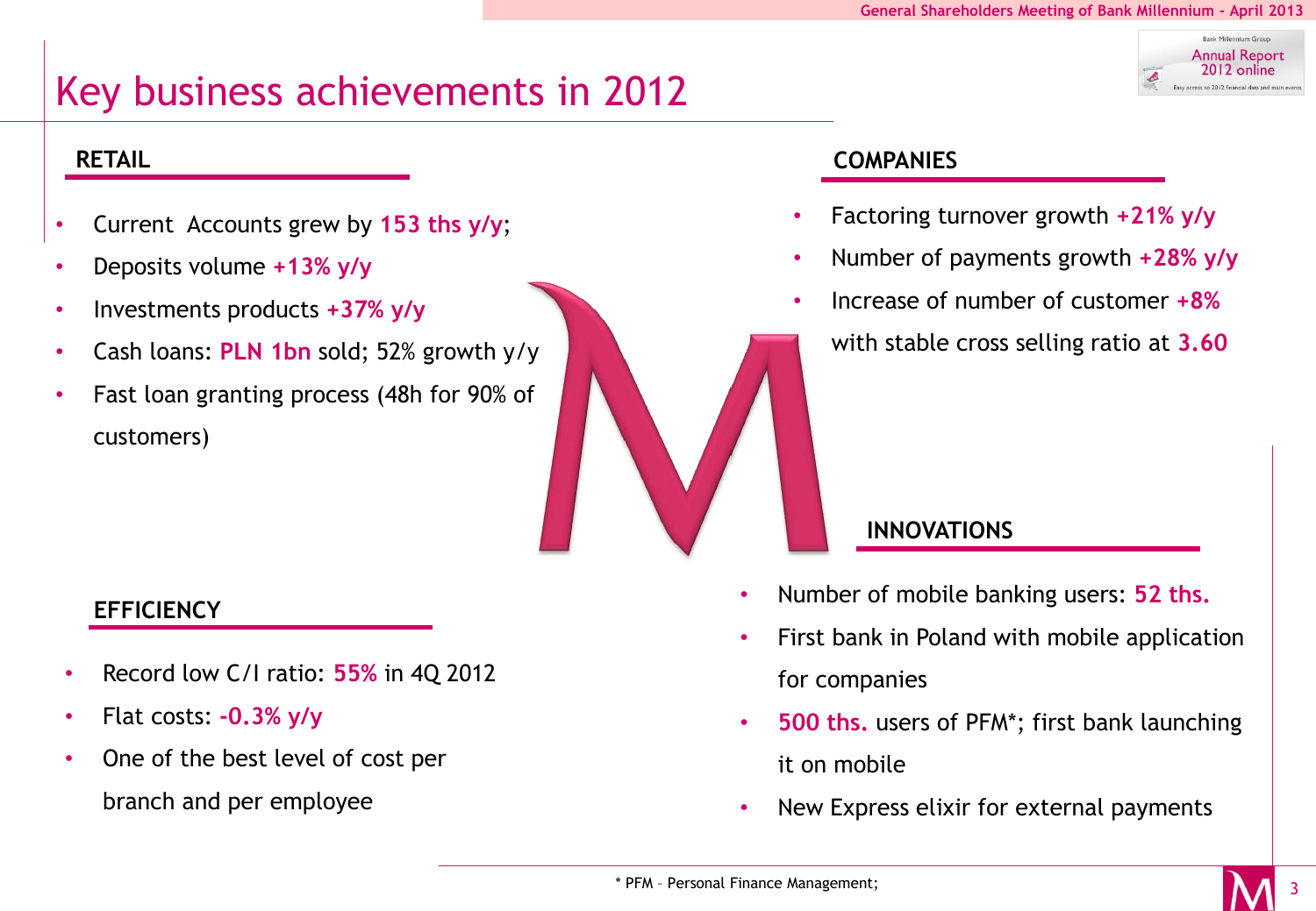# Key business achievements in 2012

## RETAIL

- Current Accounts grew by **153 ths y/y**;
- Deposits volume **+13% y/y**
- Investments products **+37% y/y**
- Cash loans: **PLN 1bn** sold; 52% growth y/y
- Fast loan granting process (48h for 90% of customers)

## COMPANIES

- Factoring turnover growth **+21% y/y**
- Number of payments growth **+28% y/y**
- Increase of number of customer **+8%** with stable cross selling ratio at **3.60**

## EFFICIENCY

- Record low C/I ratio: **55%** in 4Q 2012
- Flat costs: **-0.3% y/y**
- One of the best level of cost per branch and per employee

## INNOVATIONS

- Number of mobile banking users: **52 ths.**
- First bank in Poland with mobile application for companies
- **500 ths.** users of PFM*; first bank launching it on mobile
- New Express elixir for external payments

* PFM – Personal Finance Management;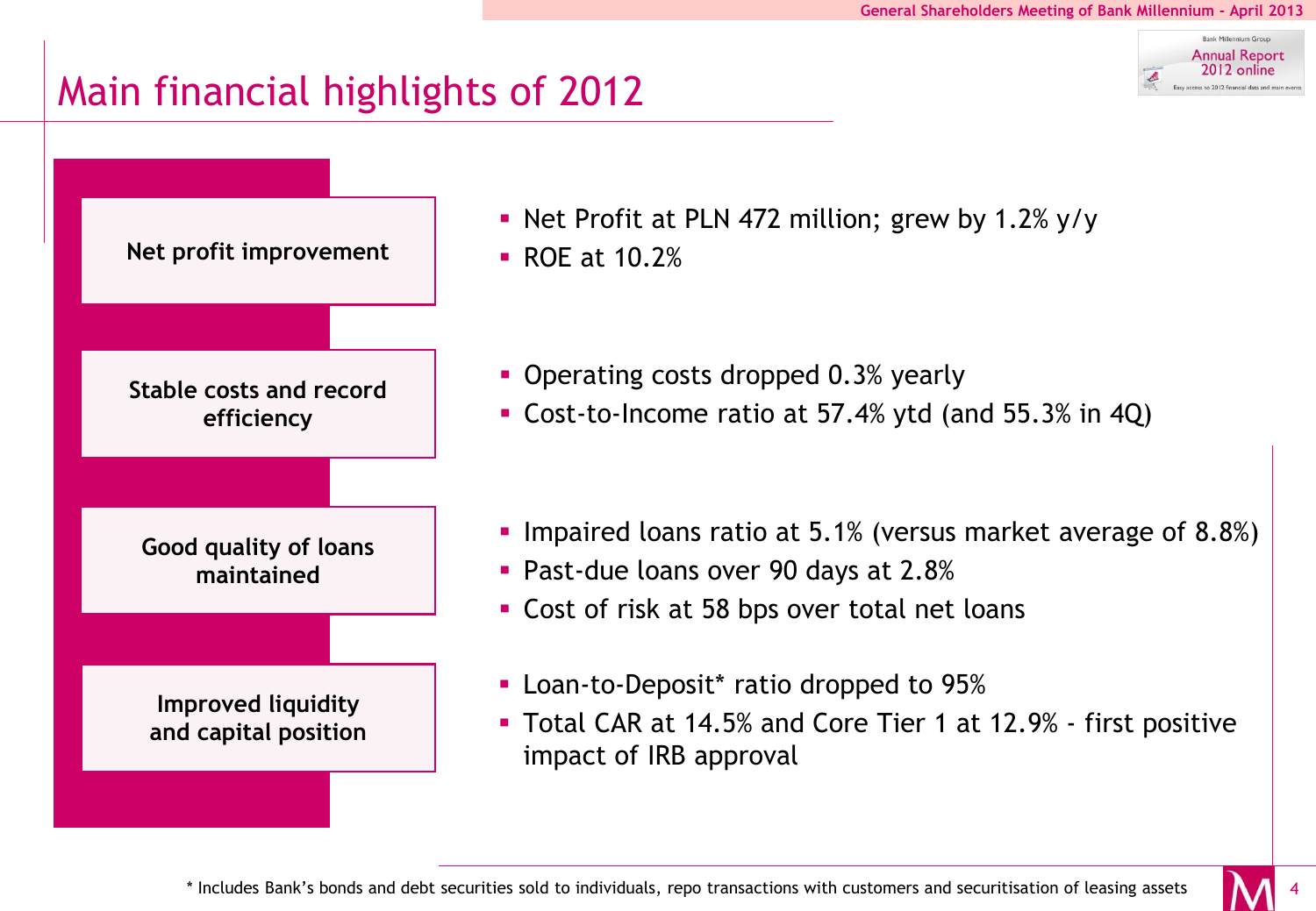# Main financial highlights of 2012

**Net profit improvement**

- Net Profit at PLN 472 million; grew by 1.2% y/y
- ROE at 10.2%

**Stable costs and record efficiency**

- Operating costs dropped 0.3% yearly
- Cost-to-Income ratio at 57.4% ytd (and 55.3% in 4Q)

**Good quality of loans maintained**

- Impaired loans ratio at 5.1% (versus market average of 8.8%)
- Past-due loans over 90 days at 2.8%
- Cost of risk at 58 bps over total net loans

**Improved liquidity and capital position**

- Loan-to-Deposit* ratio dropped to 95%
- Total CAR at 14.5% and Core Tier 1 at 12.9% - first positive impact of IRB approval

* Includes Bank's bonds and debt securities sold to individuals, repo transactions with customers and securitisation of leasing assets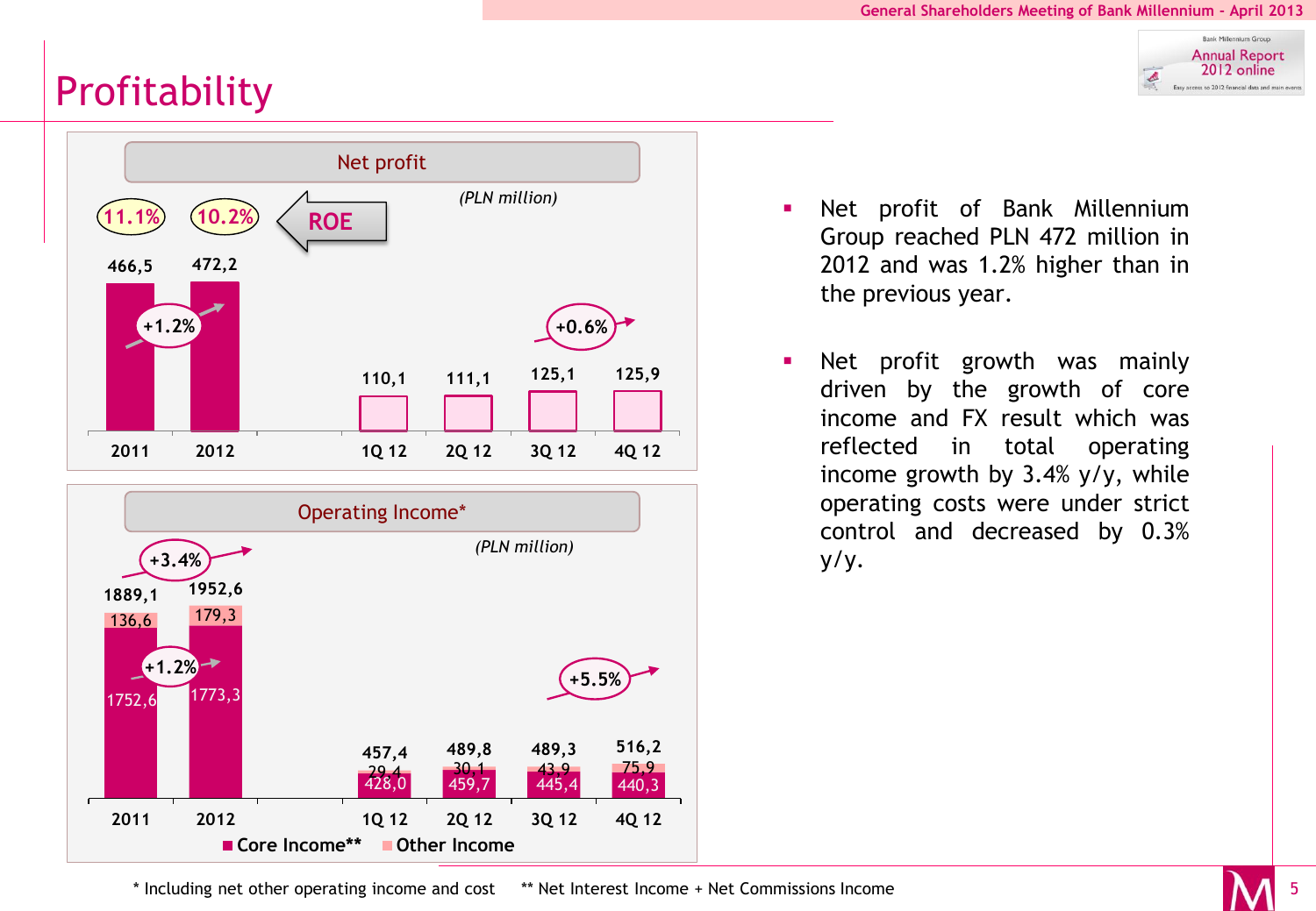# Profitability

## Net profit

*(PLN million)*

ROE

| | 2011 | 2012 | 1Q 12 | 2Q 12 | 3Q 12 | 4Q 12 |
|---|---|---|---|---|---|---|
| Net profit | 466,5 | 472,2 | 110,1 | 111,1 | 125,1 | 125,9 |
| ROE | 11.1% | 10.2% | | | | |

+1.2% (2012 vs 2011); +0.6% (4Q 12 vs 3Q 12)

## Operating Income*

*(PLN million)*

| | 2011 | 2012 | 1Q 12 | 2Q 12 | 3Q 12 | 4Q 12 |
|---|---|---|---|---|---|---|
| Total | 1889,1 | 1952,6 | 457,4 | 489,8 | 489,3 | 516,2 |
| Core Income** | 1752,6 | 1773,3 | 428,0 | 459,7 | 445,4 | 440,3 |
| Other Income | 136,6 | 179,3 | 29,4 | 30,1 | 43,9 | 75,9 |

+3.4% (total 2012 vs 2011); +1.2% (core income 2012 vs 2011); +5.5% (4Q 12 vs 3Q 12)

- Net profit of Bank Millennium Group reached PLN 472 million in 2012 and was 1.2% higher than in the previous year.
- Net profit growth was mainly driven by the growth of core income and FX result which was reflected in total operating income growth by 3.4% y/y, while operating costs were under strict control and decreased by 0.3% y/y.

\* Including net other operating income and cost ** Net Interest Income + Net Commissions Income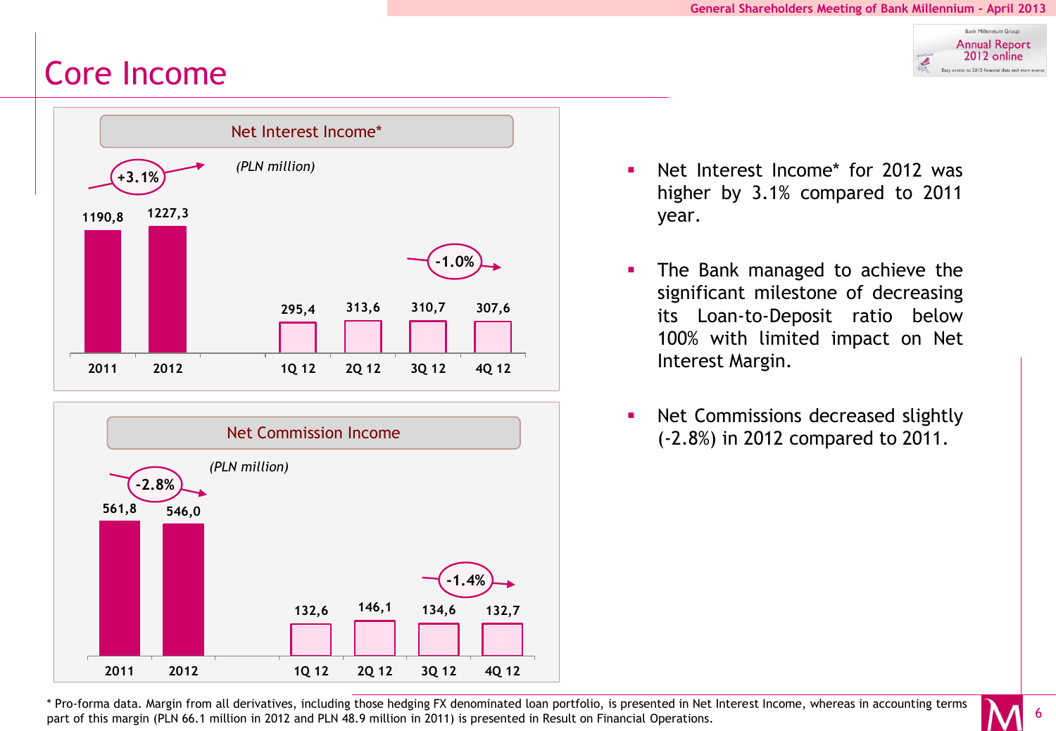# Core Income

## Net Interest Income*

*(PLN million)*

| 2011 | 2012 | 1Q 12 | 2Q 12 | 3Q 12 | 4Q 12 |
|---|---|---|---|---|---|
| 1190,8 | 1227,3 | 295,4 | 313,6 | 310,7 | 307,6 |

+3.1% (2012 vs 2011); -1.0% (4Q 12 vs 3Q 12)

## Net Commission Income

*(PLN million)*

| 2011 | 2012 | 1Q 12 | 2Q 12 | 3Q 12 | 4Q 12 |
|---|---|---|---|---|---|
| 561,8 | 546,0 | 132,6 | 146,1 | 134,6 | 132,7 |

-2.8% (2012 vs 2011); -1.4% (4Q 12 vs 3Q 12)

- Net Interest Income* for 2012 was higher by 3.1% compared to 2011 year.
- The Bank managed to achieve the significant milestone of decreasing its Loan-to-Deposit ratio below 100% with limited impact on Net Interest Margin.
- Net Commissions decreased slightly (-2.8%) in 2012 compared to 2011.

\* Pro-forma data. Margin from all derivatives, including those hedging FX denominated loan portfolio, is presented in Net Interest Income, whereas in accounting terms part of this margin (PLN 66.1 million in 2012 and PLN 48.9 million in 2011) is presented in Result on Financial Operations.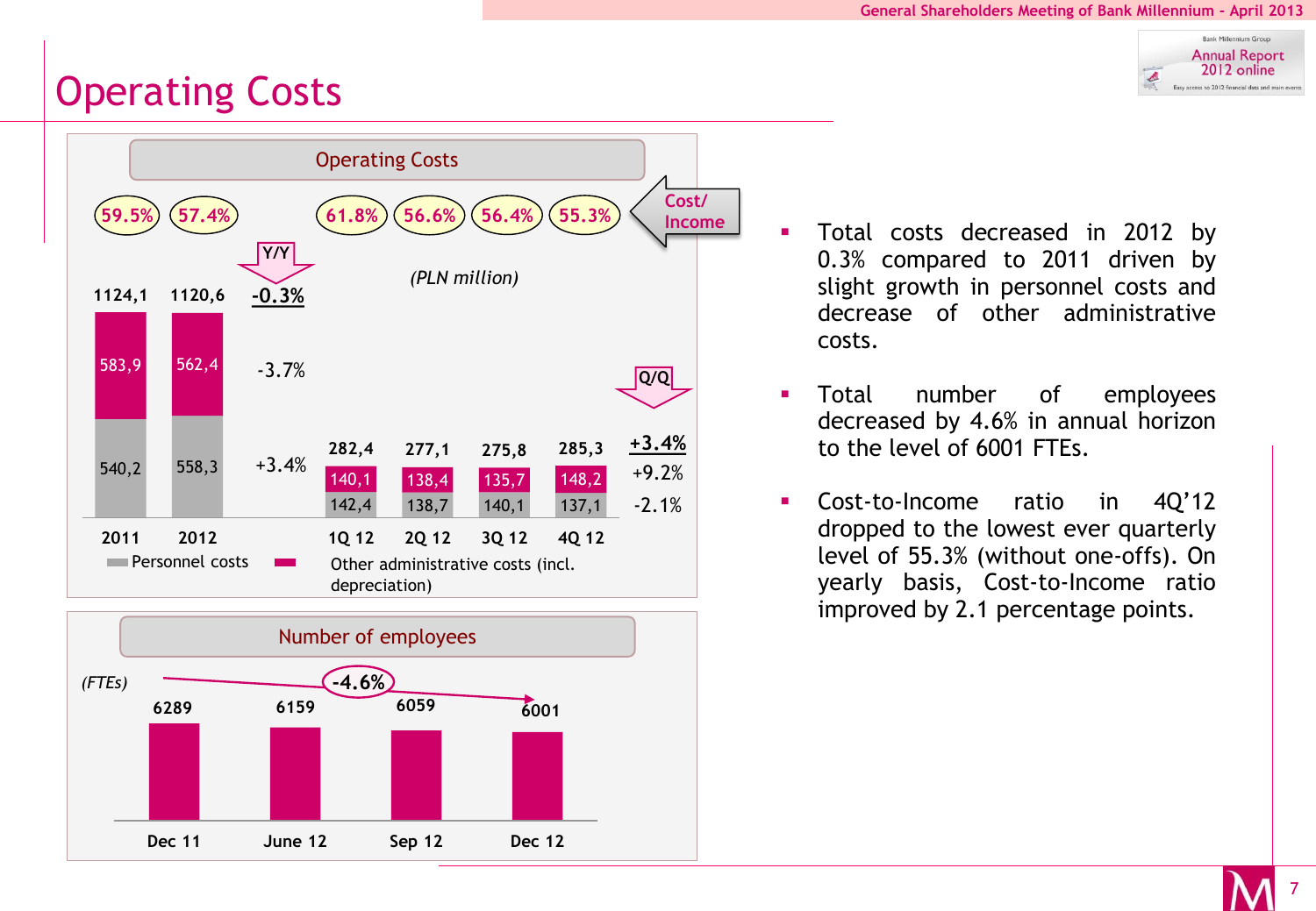# Operating Costs

## Operating Costs

*(PLN million)*

| | 2011 | 2012 | Y/Y | 1Q 12 | 2Q 12 | 3Q 12 | 4Q 12 | Q/Q |
|---|---|---|---|---|---|---|---|---|
| Cost/Income | 59.5% | 57.4% | | 61.8% | 56.6% | 56.4% | 55.3% | |
| Total | 1124,1 | 1120,6 | -0.3% | 282,4 | 277,1 | 275,8 | 285,3 | +3.4% |
| Other administrative costs (incl. depreciation) | 583,9 | 562,4 | -3.7% | 140,1 | 138,4 | 135,7 | 148,2 | +9.2% |
| Personnel costs | 540,2 | 558,3 | +3.4% | 142,4 | 138,7 | 140,1 | 137,1 | -2.1% |

## Number of employees

*(FTEs)*

| Dec 11 | June 12 | Sep 12 | Dec 12 |
|---|---|---|---|
| 6289 | 6159 | 6059 | 6001 |

-4.6%

- Total costs decreased in 2012 by 0.3% compared to 2011 driven by slight growth in personnel costs and decrease of other administrative costs.
- Total number of employees decreased by 4.6% in annual horizon to the level of 6001 FTEs.
- Cost-to-Income ratio in 4Q'12 dropped to the lowest ever quarterly level of 55.3% (without one-offs). On yearly basis, Cost-to-Income ratio improved by 2.1 percentage points.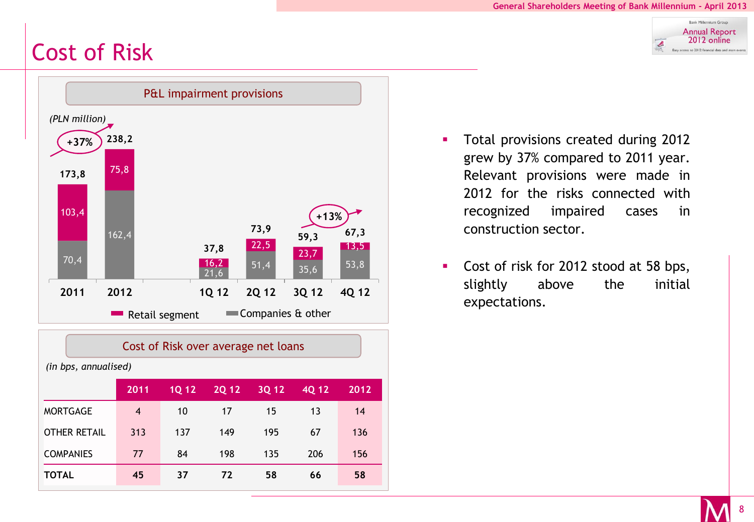# Cost of Risk

## P&L impairment provisions

*(PLN million)*

| | 2011 | 2012 | 1Q 12 | 2Q 12 | 3Q 12 | 4Q 12 |
|---|---|---|---|---|---|---|
| Retail segment | 103,4 | 75,8 | 16,2 | 22,5 | 23,7 | 13,5 |
| Companies & other | 70,4 | 162,4 | 21,6 | 51,4 | 35,6 | 53,8 |
| Total | 173,8 | 238,2 | 37,8 | 73,9 | 59,3 | 67,3 |

+37% (2012 vs 2011); +13% (4Q 12 vs 3Q 12)

## Cost of Risk over average net loans

*(in bps, annualised)*

| | 2011 | 1Q 12 | 2Q 12 | 3Q 12 | 4Q 12 | 2012 |
|---|---|---|---|---|---|---|
| MORTGAGE | 4 | 10 | 17 | 15 | 13 | 14 |
| OTHER RETAIL | 313 | 137 | 149 | 195 | 67 | 136 |
| COMPANIES | 77 | 84 | 198 | 135 | 206 | 156 |
| **TOTAL** | **45** | **37** | **72** | **58** | **66** | **58** |

- Total provisions created during 2012 grew by 37% compared to 2011 year. Relevant provisions were made in 2012 for the risks connected with recognized impaired cases in construction sector.
- Cost of risk for 2012 stood at 58 bps, slightly above the initial expectations.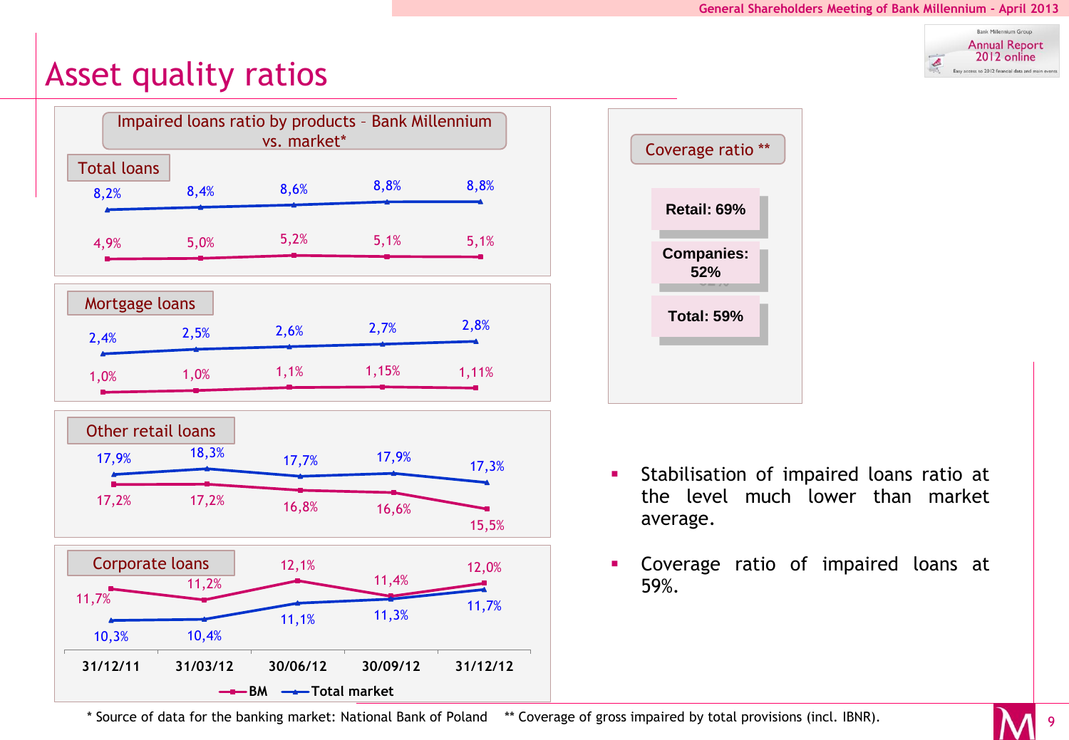# Asset quality ratios

## Impaired loans ratio by products – Bank Millennium vs. market*

### Total loans

| | 31/12/11 | 31/03/12 | 30/06/12 | 30/09/12 | 31/12/12 |
|---|---|---|---|---|---|
| Total market | 8,2% | 8,4% | 8,6% | 8,8% | 8,8% |
| BM | 4,9% | 5,0% | 5,2% | 5,1% | 5,1% |

### Mortgage loans

| | 31/12/11 | 31/03/12 | 30/06/12 | 30/09/12 | 31/12/12 |
|---|---|---|---|---|---|
| Total market | 2,4% | 2,5% | 2,6% | 2,7% | 2,8% |
| BM | 1,0% | 1,0% | 1,1% | 1,15% | 1,11% |

### Other retail loans

| | 31/12/11 | 31/03/12 | 30/06/12 | 30/09/12 | 31/12/12 |
|---|---|---|---|---|---|
| Total market | 17,9% | 18,3% | 17,7% | 17,9% | 17,3% |
| BM | 17,2% | 17,2% | 16,8% | 16,6% | 15,5% |

### Corporate loans

| | 31/12/11 | 31/03/12 | 30/06/12 | 30/09/12 | 31/12/12 |
|---|---|---|---|---|---|
| BM | 11,7% | 11,2% | 12,1% | 11,4% | 12,0% |
| Total market | 10,3% | 10,4% | 11,1% | 11,3% | 11,7% |

## Coverage ratio **

- **Retail: 69%**
- **Companies: 52%**
- **Total: 59%**

- Stabilisation of impaired loans ratio at the level much lower than market average.
- Coverage ratio of impaired loans at 59%.

\* Source of data for the banking market: National Bank of Poland ** Coverage of gross impaired by total provisions (incl. IBNR).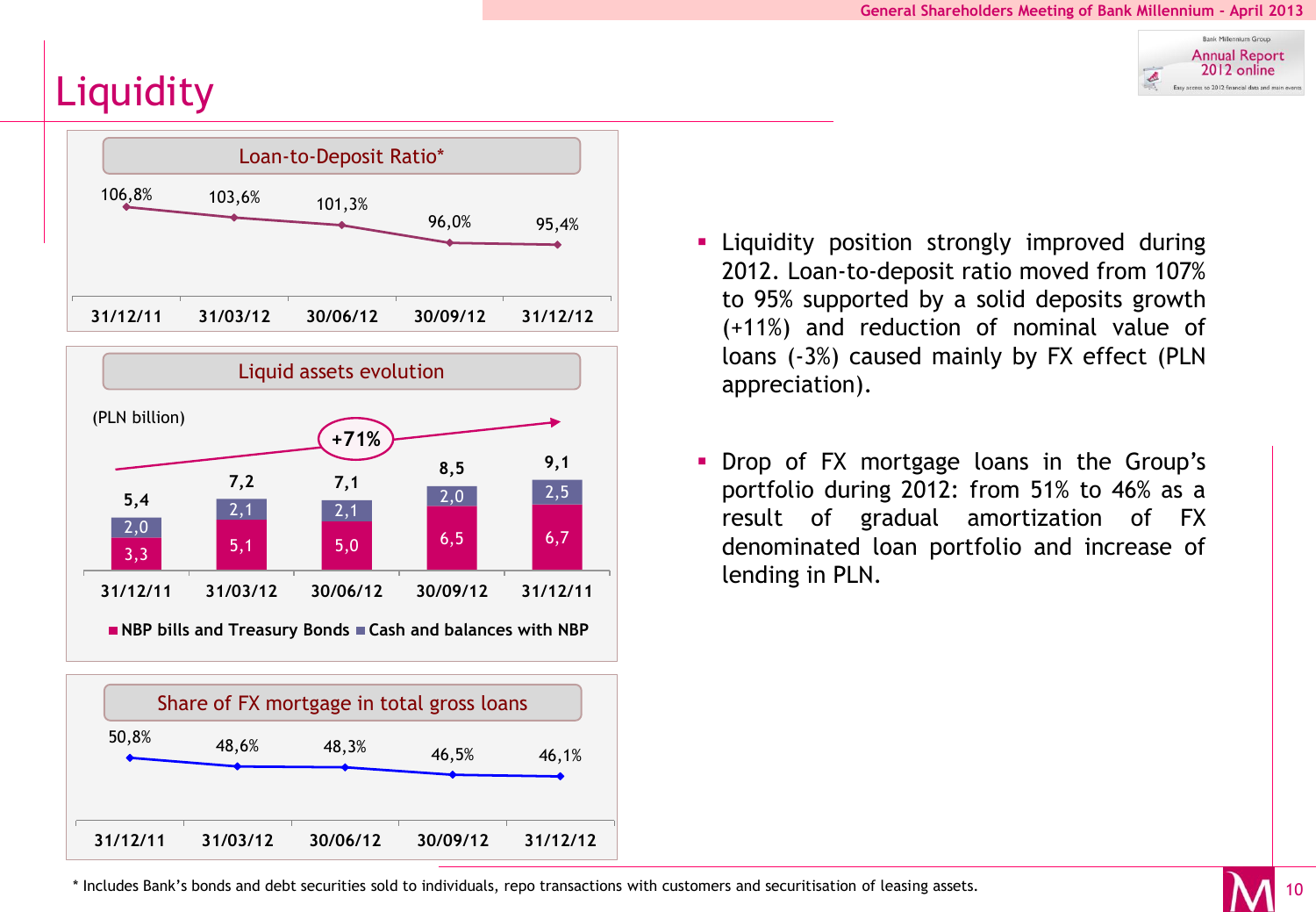# Liquidity

## Loan-to-Deposit Ratio*

| 31/12/11 | 31/03/12 | 30/06/12 | 30/09/12 | 31/12/12 |
|---|---|---|---|---|
| 106,8% | 103,6% | 101,3% | 96,0% | 95,4% |

## Liquid assets evolution

(PLN billion)

+71%

| | 31/12/11 | 31/03/12 | 30/06/12 | 30/09/12 | 31/12/11 |
|---|---|---|---|---|---|
| NBP bills and Treasury Bonds | 3,3 | 5,1 | 5,0 | 6,5 | 6,7 |
| Cash and balances with NBP | 2,0 | 2,1 | 2,1 | 2,0 | 2,5 |
| Total | 5,4 | 7,2 | 7,1 | 8,5 | 9,1 |

## Share of FX mortgage in total gross loans

| 31/12/11 | 31/03/12 | 30/06/12 | 30/09/12 | 31/12/12 |
|---|---|---|---|---|
| 50,8% | 48,6% | 48,3% | 46,5% | 46,1% |

- Liquidity position strongly improved during 2012. Loan-to-deposit ratio moved from 107% to 95% supported by a solid deposits growth (+11%) and reduction of nominal value of loans (-3%) caused mainly by FX effect (PLN appreciation).

- Drop of FX mortgage loans in the Group's portfolio during 2012: from 51% to 46% as a result of gradual amortization of FX denominated loan portfolio and increase of lending in PLN.

\* Includes Bank's bonds and debt securities sold to individuals, repo transactions with customers and securitisation of leasing assets.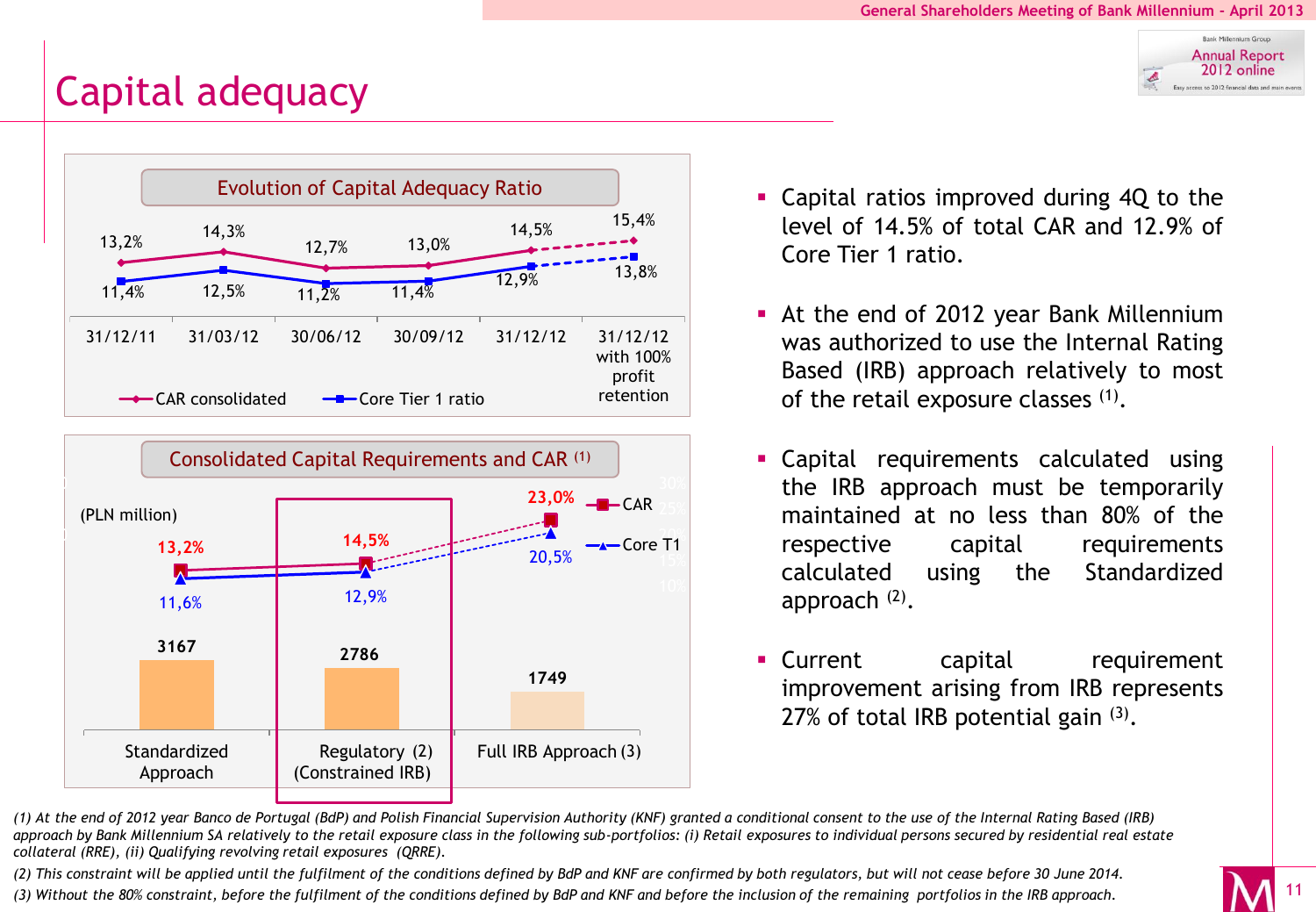# Capital adequacy

### Evolution of Capital Adequacy Ratio

| | 31/12/11 | 31/03/12 | 30/06/12 | 30/09/12 | 31/12/12 | 31/12/12 with 100% profit retention |
|---|---|---|---|---|---|---|
| CAR consolidated | 13,2% | 14,3% | 12,7% | 13,0% | 14,5% | 15,4% |
| Core Tier 1 ratio | 11,4% | 12,5% | 11,2% | 11,4% | 12,9% | 13,8% |

### Consolidated Capital Requirements and CAR (1)

(PLN million)

| | Standardized Approach | Regulatory (2) (Constrained IRB) | Full IRB Approach (3) |
|---|---|---|---|
| Capital requirements | 3167 | 2786 | 1749 |
| CAR | 13,2% | 14,5% | 23,0% |
| Core T1 | 11,6% | 12,9% | 20,5% |

- Capital ratios improved during 4Q to the level of 14.5% of total CAR and 12.9% of Core Tier 1 ratio.
- At the end of 2012 year Bank Millennium was authorized to use the Internal Rating Based (IRB) approach relatively to most of the retail exposure classes (1).
- Capital requirements calculated using the IRB approach must be temporarily maintained at no less than 80% of the respective capital requirements calculated using the Standardized approach (2).
- Current capital requirement improvement arising from IRB represents 27% of total IRB potential gain (3).

*(1) At the end of 2012 year Banco de Portugal (BdP) and Polish Financial Supervision Authority (KNF) granted a conditional consent to the use of the Internal Rating Based (IRB) approach by Bank Millennium SA relatively to the retail exposure class in the following sub-portfolios: (i) Retail exposures to individual persons secured by residential real estate collateral (RRE), (ii) Qualifying revolving retail exposures (QRRE).*

*(2) This constraint will be applied until the fulfilment of the conditions defined by BdP and KNF are confirmed by both regulators, but will not cease before 30 June 2014.*

*(3) Without the 80% constraint, before the fulfilment of the conditions defined by BdP and KNF and before the inclusion of the remaining portfolios in the IRB approach.*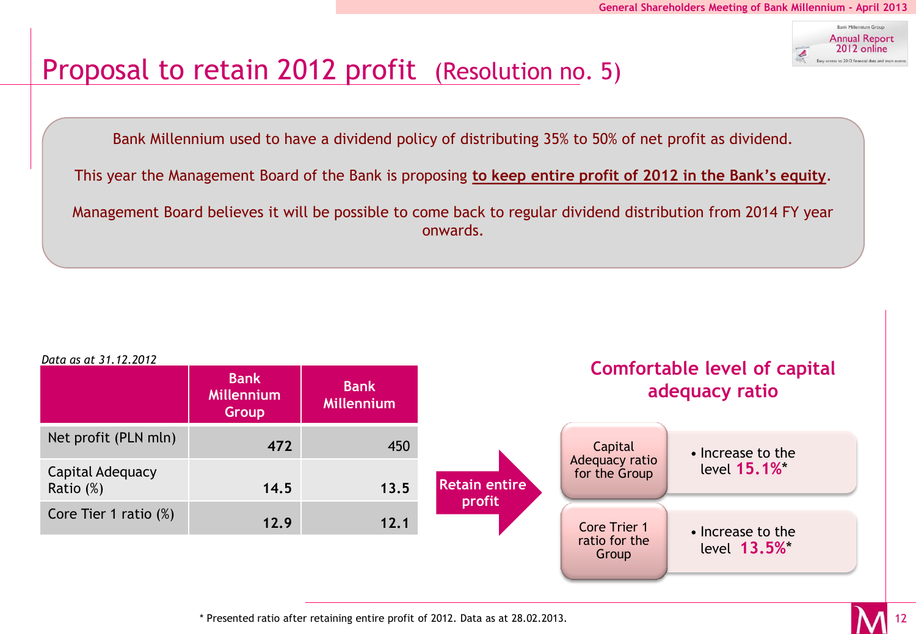# Proposal to retain 2012 profit (Resolution no. 5)

Bank Millennium used to have a dividend policy of distributing 35% to 50% of net profit as dividend.

This year the Management Board of the Bank is proposing **to keep entire profit of 2012 in the Bank's equity**.

Management Board believes it will be possible to come back to regular dividend distribution from 2014 FY year onwards.

*Data as at 31.12.2012*

| | Bank Millennium Group | Bank Millennium |
|---|---|---|
| Net profit (PLN mln) | **472** | 450 |
| Capital Adequacy Ratio (%) | **14.5** | **13.5** |
| Core Tier 1 ratio (%) | **12.9** | **12.1** |

**Retain entire profit**

## Comfortable level of capital adequacy ratio

| | |
|---|---|
| Capital Adequacy ratio for the Group | • Increase to the level **15.1%*** |
| Core Trier 1 ratio for the Group | • Increase to the level **13.5%*** |

\* Presented ratio after retaining entire profit of 2012. Data as at 28.02.2013.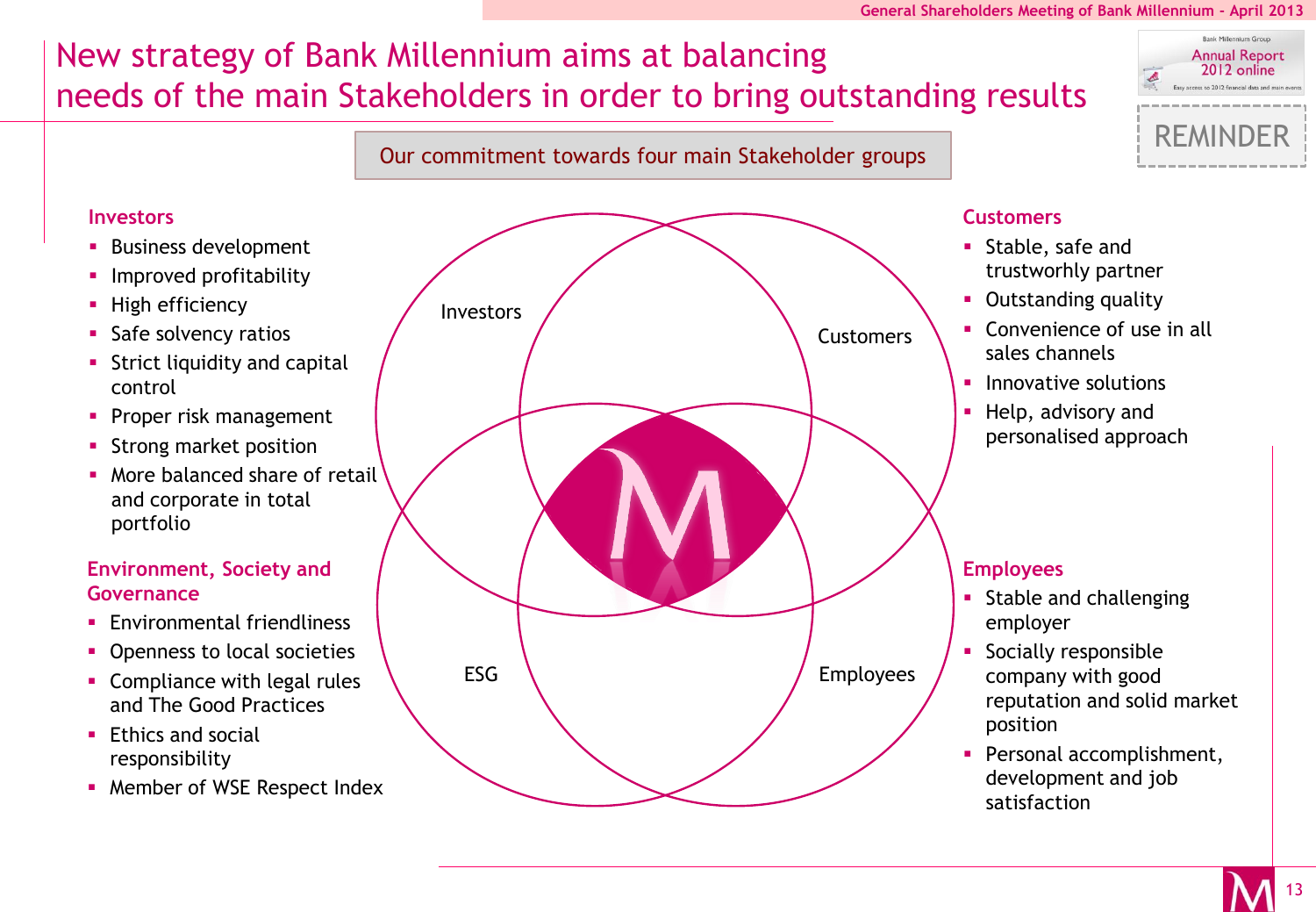# New strategy of Bank Millennium aims at balancing needs of the main Stakeholders in order to bring outstanding results

Our commitment towards four main Stakeholder groups

### Investors

- Business development
- Improved profitability
- High efficiency
- Safe solvency ratios
- Strict liquidity and capital control
- Proper risk management
- Strong market position
- More balanced share of retail and corporate in total portfolio

### Environment, Society and Governance

- Environmental friendliness
- Openness to local societies
- Compliance with legal rules and The Good Practices
- Ethics and social responsibility
- Member of WSE Respect Index

Investors | Customers | ESG | Employees

### Customers

- Stable, safe and trustworhly partner
- Outstanding quality
- Convenience of use in all sales channels
- Innovative solutions
- Help, advisory and personalised approach

### Employees

- Stable and challenging employer
- Socially responsible company with good reputation and solid market position
- Personal accomplishment, development and job satisfaction

Bank Millennium Group Annual Report 2012 online

REMINDER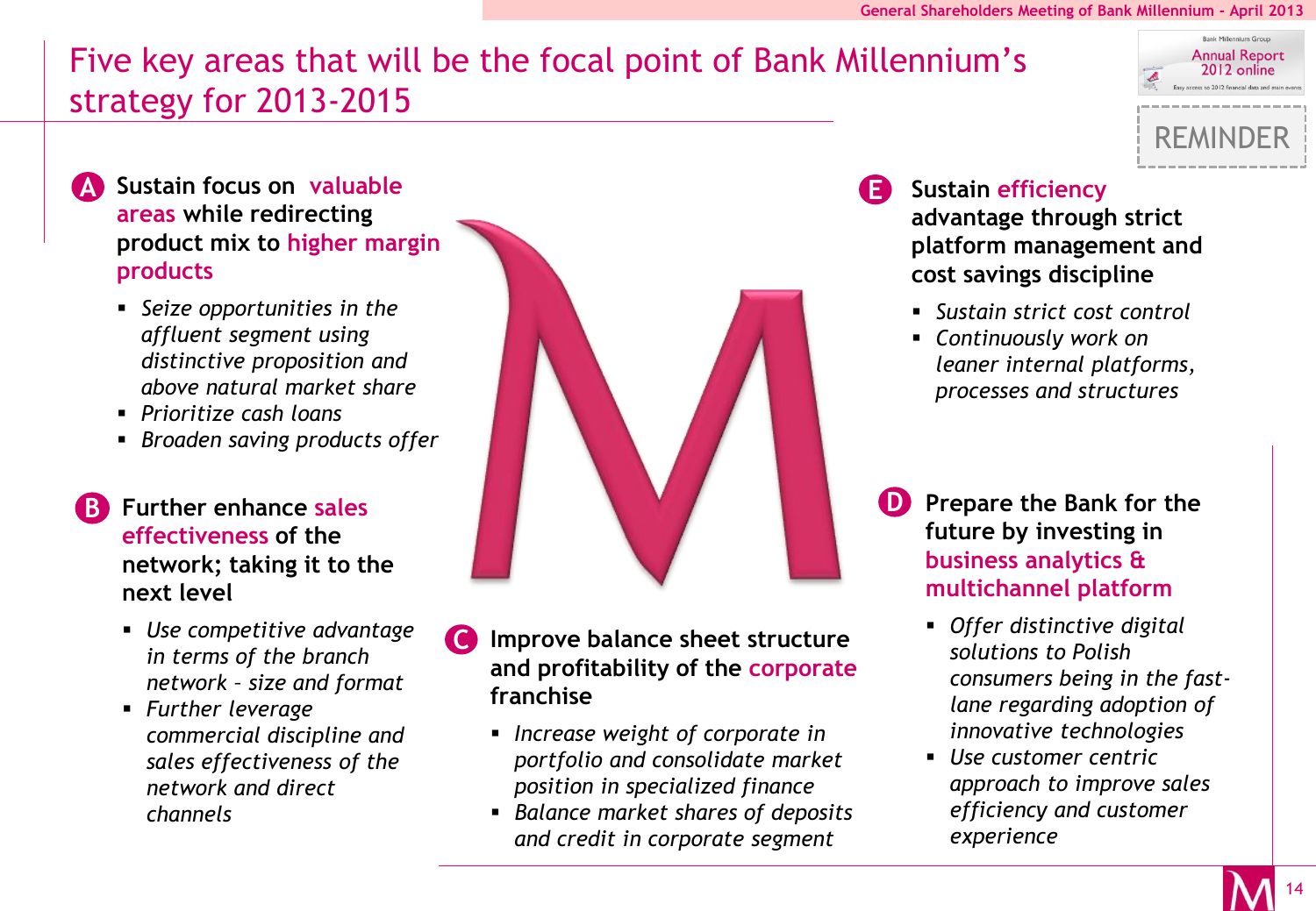# Five key areas that will be the focal point of Bank Millennium's strategy for 2013-2015

REMINDER

## A Sustain focus on valuable areas while redirecting product mix to higher margin products

- *Seize opportunities in the affluent segment using distinctive proposition and above natural market share*
- *Prioritize cash loans*
- *Broaden saving products offer*

## B Further enhance sales effectiveness of the network; taking it to the next level

- *Use competitive advantage in terms of the branch network – size and format*
- *Further leverage commercial discipline and sales effectiveness of the network and direct channels*

## C Improve balance sheet structure and profitability of the corporate franchise

- *Increase weight of corporate in portfolio and consolidate market position in specialized finance*
- *Balance market shares of deposits and credit in corporate segment*

## D Prepare the Bank for the future by investing in business analytics & multichannel platform

- *Offer distinctive digital solutions to Polish consumers being in the fast-lane regarding adoption of innovative technologies*
- *Use customer centric approach to improve sales efficiency and customer experience*

## E Sustain efficiency advantage through strict platform management and cost savings discipline

- *Sustain strict cost control*
- *Continuously work on leaner internal platforms, processes and structures*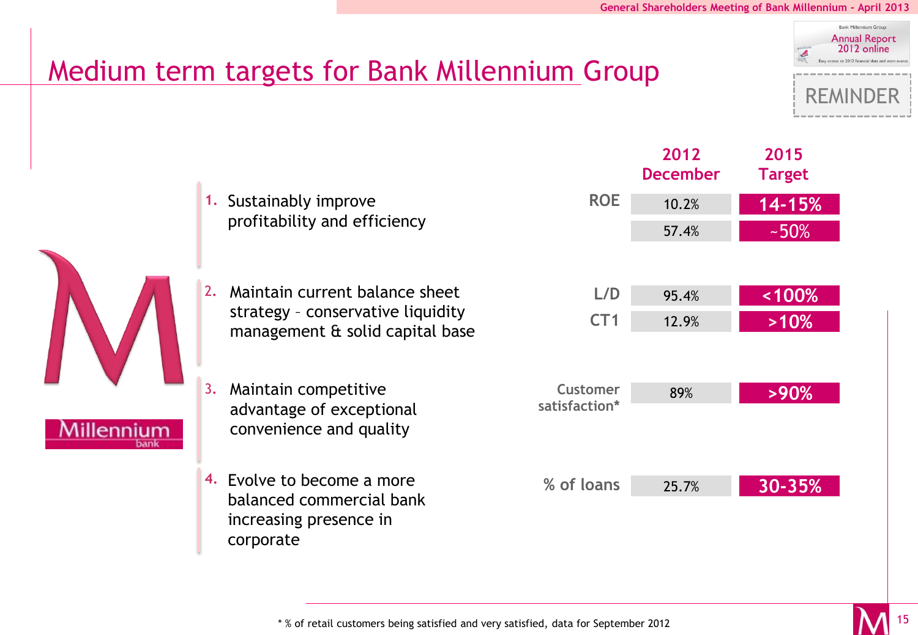# Medium term targets for Bank Millennium Group

REMINDER

| Objective | Metric | 2012 December | 2015 Target |
|---|---|---|---|
| 1. Sustainably improve profitability and efficiency | ROE | 10.2% | 14-15% |
| | | 57.4% | ~50% |
| 2. Maintain current balance sheet strategy – conservative liquidity management & solid capital base | L/D | 95.4% | <100% |
| | CT1 | 12.9% | >10% |
| 3. Maintain competitive advantage of exceptional convenience and quality | Customer satisfaction* | 89% | >90% |
| 4. Evolve to become a more balanced commercial bank increasing presence in corporate | % of loans | 25.7% | 30-35% |

\* % of retail customers being satisfied and very satisfied, data for September 2012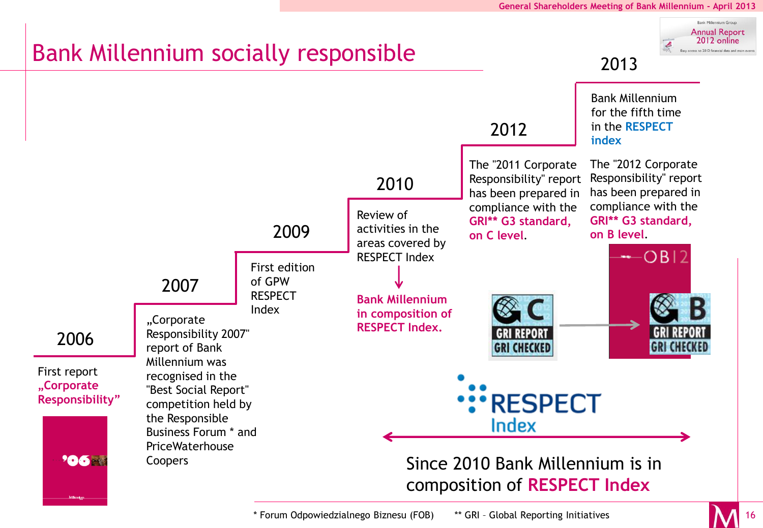# Bank Millennium socially responsible

## 2006

First report **„Corporate Responsibility"**

## 2007

„Corporate Responsibility 2007" report of Bank Millennium was recognised in the "Best Social Report" competition held by the Responsible Business Forum * and PriceWaterhouse Coopers

## 2009

First edition of GPW RESPECT Index

## 2010

Review of activities in the areas covered by RESPECT Index

↓

**Bank Millennium in composition of RESPECT Index.**

## 2012

The "2011 Corporate Responsibility" report has been prepared in compliance with the **GRI** G3 standard, on C level**.

## 2013

Bank Millennium for the fifth time in the **RESPECT index**

The "2012 Corporate Responsibility" report has been prepared in compliance with the **GRI** G3 standard, on B level**.

Since 2010 Bank Millennium is in composition of **RESPECT Index**

\* Forum Odpowiedzialnego Biznesu (FOB) ** GRI – Global Reporting Initiatives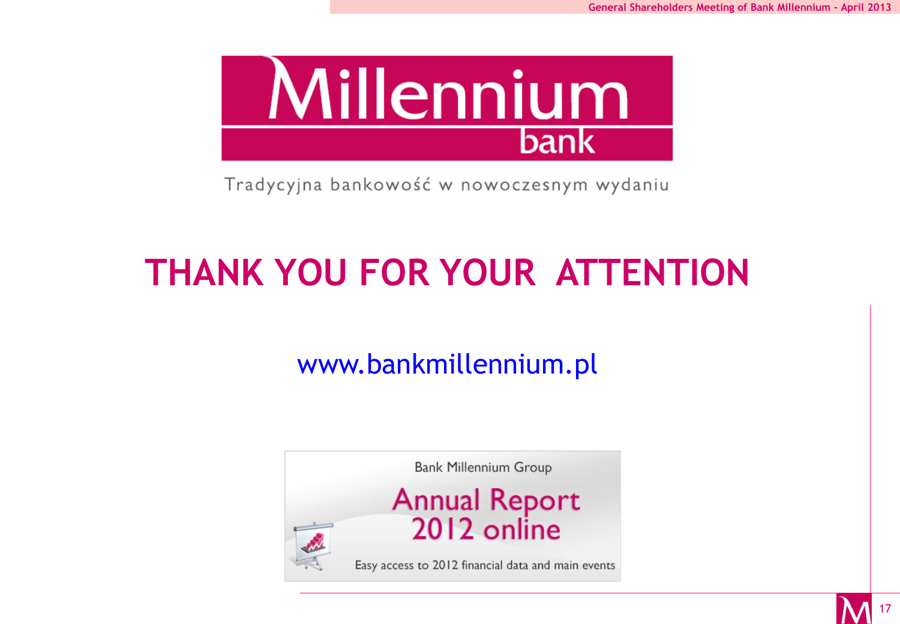Millennium bank

Tradycyjna bankowość w nowoczesnym wydaniu

# THANK YOU FOR YOUR ATTENTION

www.bankmillennium.pl

Bank Millennium Group

Annual Report 2012 online

Easy access to 2012 financial data and main events